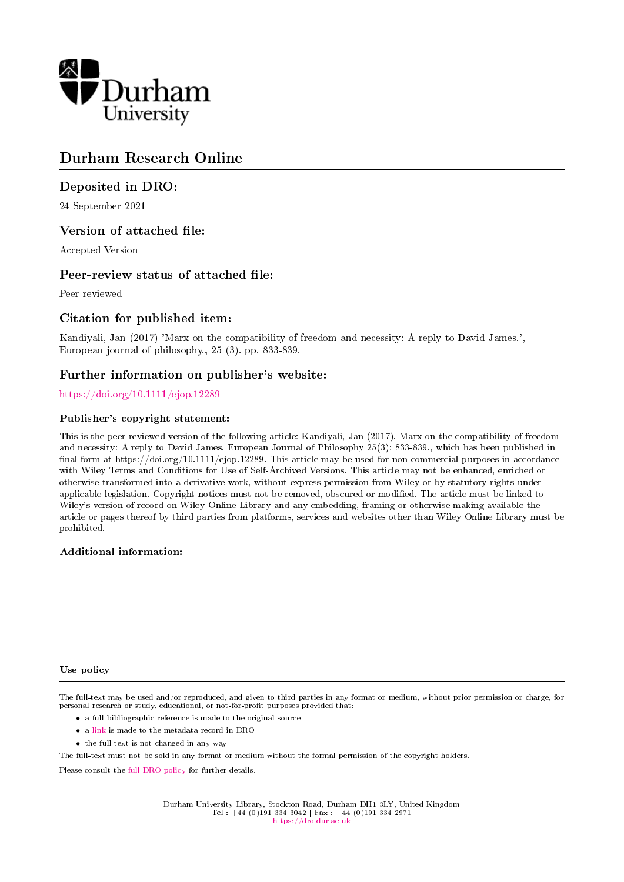Durham University

# Durham Research Online

## Deposited in DRO:

24 September 2021

## Version of attached file:

Accepted Version

## Peer-review status of attached file:

Peer-reviewed

## Citation for published item:

Kandiyali, Jan (2017) 'Marx on the compatibility of freedom and necessity: A reply to David James.', European journal of philosophy., 25 (3). pp. 833-839.

## Further information on publisher's website:

https://doi.org/10.1111/ejop.12289

### Publisher's copyright statement:

This is the peer reviewed version of the following article: Kandiyali, Jan (2017). Marx on the compatibility of freedom and necessity: A reply to David James. European Journal of Philosophy 25(3): 833-839., which has been published in final form at https://doi.org/10.1111/ejop.12289. This article may be used for non-commercial purposes in accordance with Wiley Terms and Conditions for Use of Self-Archived Versions. This article may not be enhanced, enriched or otherwise transformed into a derivative work, without express permission from Wiley or by statutory rights under applicable legislation. Copyright notices must not be removed, obscured or modified. The article must be linked to Wiley's version of record on Wiley Online Library and any embedding, framing or otherwise making available the article or pages thereof by third parties from platforms, services and websites other than Wiley Online Library must be prohibited.

### Additional information:

### Use policy

The full-text may be used and/or reproduced, and given to third parties in any format or medium, without prior permission or charge, for personal research or study, educational, or not-for-profit purposes provided that:

- a full bibliographic reference is made to the original source
- a link is made to the metadata record in DRO
- the full-text is not changed in any way

The full-text must not be sold in any format or medium without the formal permission of the copyright holders.

Please consult the full DRO policy for further details.

Durham University Library, Stockton Road, Durham DH1 3LY, United Kingdom
Tel : +44 (0)191 334 3042 | Fax : +44 (0)191 334 2971
https://dro.dur.ac.uk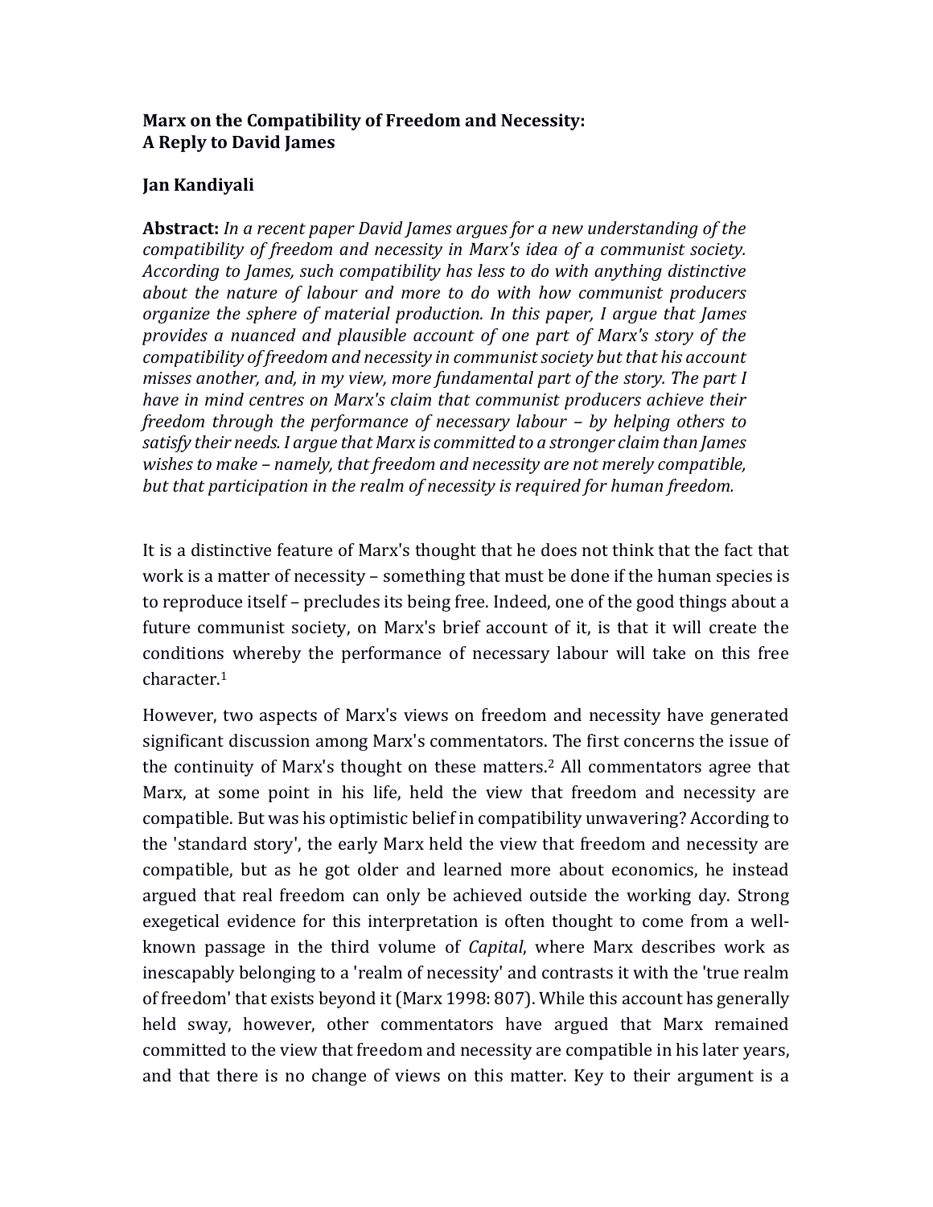**Marx on the Compatibility of Freedom and Necessity:**
**A Reply to David James**

**Jan Kandiyali**

**Abstract:** *In a recent paper David James argues for a new understanding of the compatibility of freedom and necessity in Marx's idea of a communist society. According to James, such compatibility has less to do with anything distinctive about the nature of labour and more to do with how communist producers organize the sphere of material production. In this paper, I argue that James provides a nuanced and plausible account of one part of Marx's story of the compatibility of freedom and necessity in communist society but that his account misses another, and, in my view, more fundamental part of the story. The part I have in mind centres on Marx's claim that communist producers achieve their freedom through the performance of necessary labour – by helping others to satisfy their needs. I argue that Marx is committed to a stronger claim than James wishes to make – namely, that freedom and necessity are not merely compatible, but that participation in the realm of necessity is required for human freedom.*

It is a distinctive feature of Marx's thought that he does not think that the fact that work is a matter of necessity – something that must be done if the human species is to reproduce itself – precludes its being free. Indeed, one of the good things about a future communist society, on Marx's brief account of it, is that it will create the conditions whereby the performance of necessary labour will take on this free character.[1]

However, two aspects of Marx's views on freedom and necessity have generated significant discussion among Marx's commentators. The first concerns the issue of the continuity of Marx's thought on these matters.[2] All commentators agree that Marx, at some point in his life, held the view that freedom and necessity are compatible. But was his optimistic belief in compatibility unwavering? According to the 'standard story', the early Marx held the view that freedom and necessity are compatible, but as he got older and learned more about economics, he instead argued that real freedom can only be achieved outside the working day. Strong exegetical evidence for this interpretation is often thought to come from a well-known passage in the third volume of *Capital*, where Marx describes work as inescapably belonging to a 'realm of necessity' and contrasts it with the 'true realm of freedom' that exists beyond it (Marx 1998: 807). While this account has generally held sway, however, other commentators have argued that Marx remained committed to the view that freedom and necessity are compatible in his later years, and that there is no change of views on this matter. Key to their argument is a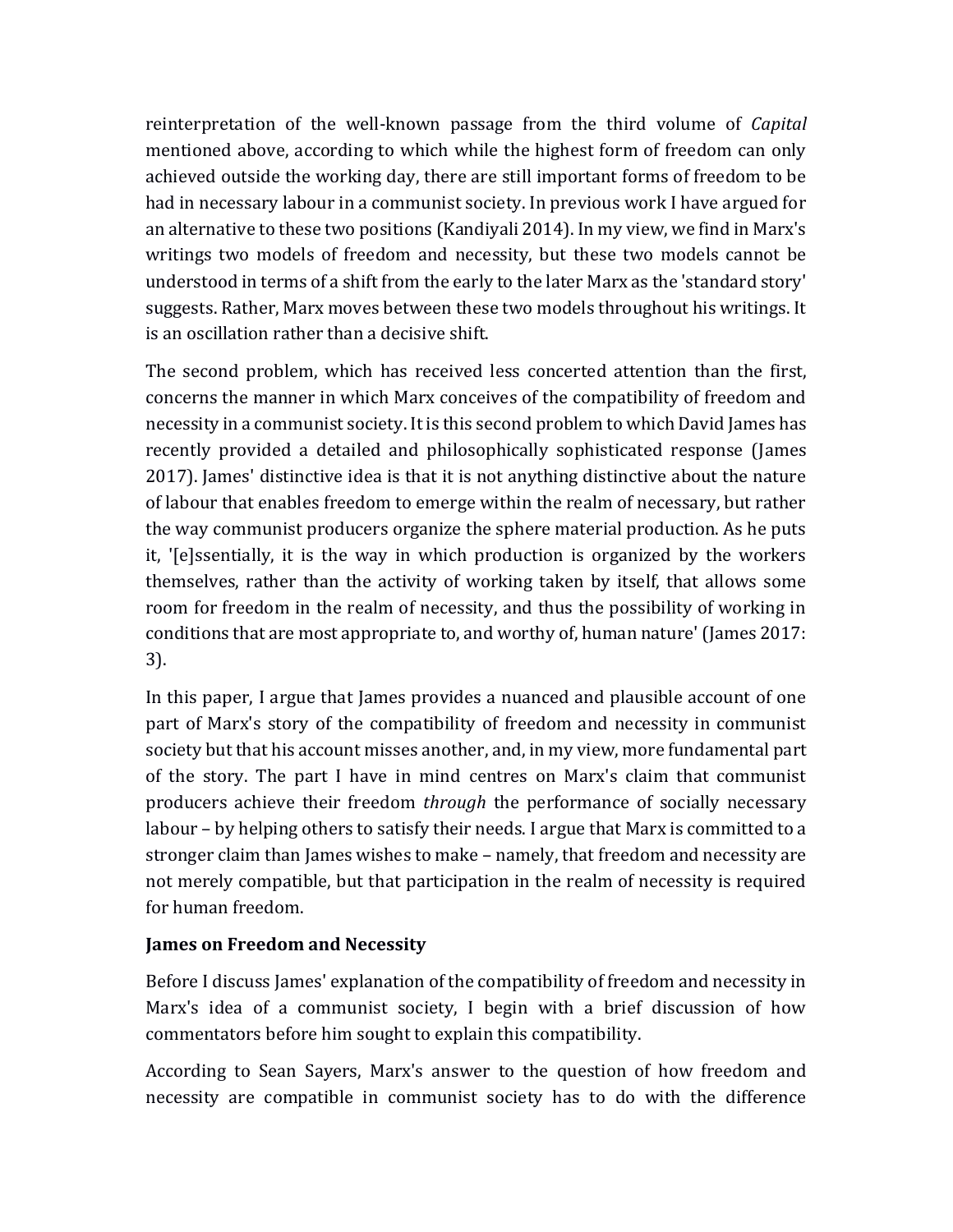reinterpretation of the well-known passage from the third volume of *Capital* mentioned above, according to which while the highest form of freedom can only achieved outside the working day, there are still important forms of freedom to be had in necessary labour in a communist society. In previous work I have argued for an alternative to these two positions (Kandiyali 2014). In my view, we find in Marx's writings two models of freedom and necessity, but these two models cannot be understood in terms of a shift from the early to the later Marx as the 'standard story' suggests. Rather, Marx moves between these two models throughout his writings. It is an oscillation rather than a decisive shift.

The second problem, which has received less concerted attention than the first, concerns the manner in which Marx conceives of the compatibility of freedom and necessity in a communist society. It is this second problem to which David James has recently provided a detailed and philosophically sophisticated response (James 2017). James' distinctive idea is that it is not anything distinctive about the nature of labour that enables freedom to emerge within the realm of necessary, but rather the way communist producers organize the sphere material production. As he puts it, '[e]ssentially, it is the way in which production is organized by the workers themselves, rather than the activity of working taken by itself, that allows some room for freedom in the realm of necessity, and thus the possibility of working in conditions that are most appropriate to, and worthy of, human nature' (James 2017: 3).

In this paper, I argue that James provides a nuanced and plausible account of one part of Marx's story of the compatibility of freedom and necessity in communist society but that his account misses another, and, in my view, more fundamental part of the story. The part I have in mind centres on Marx's claim that communist producers achieve their freedom *through* the performance of socially necessary labour – by helping others to satisfy their needs. I argue that Marx is committed to a stronger claim than James wishes to make – namely, that freedom and necessity are not merely compatible, but that participation in the realm of necessity is required for human freedom.

**James on Freedom and Necessity**

Before I discuss James' explanation of the compatibility of freedom and necessity in Marx's idea of a communist society, I begin with a brief discussion of how commentators before him sought to explain this compatibility.

According to Sean Sayers, Marx's answer to the question of how freedom and necessity are compatible in communist society has to do with the difference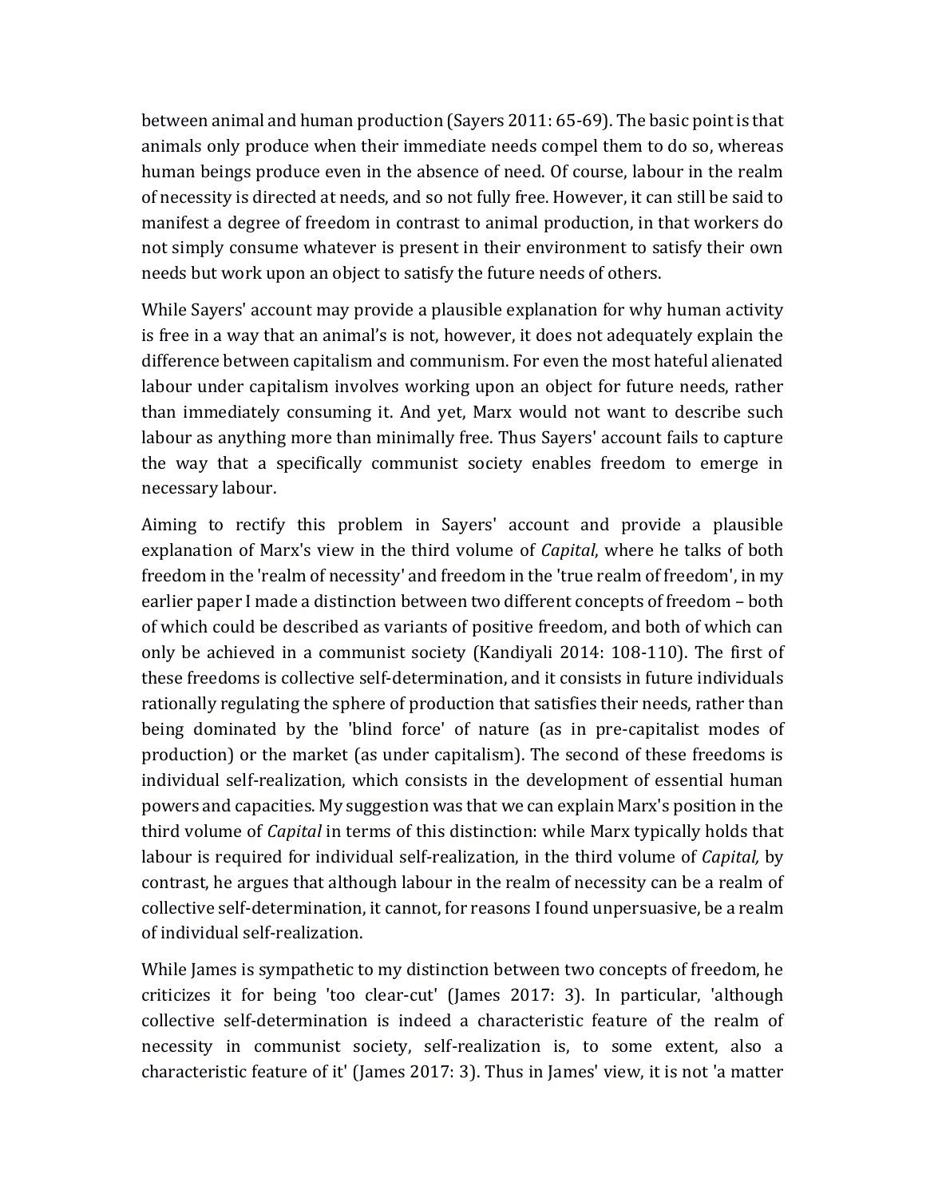between animal and human production (Sayers 2011: 65-69). The basic point is that animals only produce when their immediate needs compel them to do so, whereas human beings produce even in the absence of need. Of course, labour in the realm of necessity is directed at needs, and so not fully free. However, it can still be said to manifest a degree of freedom in contrast to animal production, in that workers do not simply consume whatever is present in their environment to satisfy their own needs but work upon an object to satisfy the future needs of others.

While Sayers' account may provide a plausible explanation for why human activity is free in a way that an animal's is not, however, it does not adequately explain the difference between capitalism and communism. For even the most hateful alienated labour under capitalism involves working upon an object for future needs, rather than immediately consuming it. And yet, Marx would not want to describe such labour as anything more than minimally free. Thus Sayers' account fails to capture the way that a specifically communist society enables freedom to emerge in necessary labour.

Aiming to rectify this problem in Sayers' account and provide a plausible explanation of Marx's view in the third volume of *Capital*, where he talks of both freedom in the 'realm of necessity' and freedom in the 'true realm of freedom', in my earlier paper I made a distinction between two different concepts of freedom – both of which could be described as variants of positive freedom, and both of which can only be achieved in a communist society (Kandiyali 2014: 108-110). The first of these freedoms is collective self-determination, and it consists in future individuals rationally regulating the sphere of production that satisfies their needs, rather than being dominated by the 'blind force' of nature (as in pre-capitalist modes of production) or the market (as under capitalism). The second of these freedoms is individual self-realization, which consists in the development of essential human powers and capacities. My suggestion was that we can explain Marx's position in the third volume of *Capital* in terms of this distinction: while Marx typically holds that labour is required for individual self-realization, in the third volume of *Capital,* by contrast, he argues that although labour in the realm of necessity can be a realm of collective self-determination, it cannot, for reasons I found unpersuasive, be a realm of individual self-realization.

While James is sympathetic to my distinction between two concepts of freedom, he criticizes it for being 'too clear-cut' (James 2017: 3). In particular, 'although collective self-determination is indeed a characteristic feature of the realm of necessity in communist society, self-realization is, to some extent, also a characteristic feature of it' (James 2017: 3). Thus in James' view, it is not 'a matter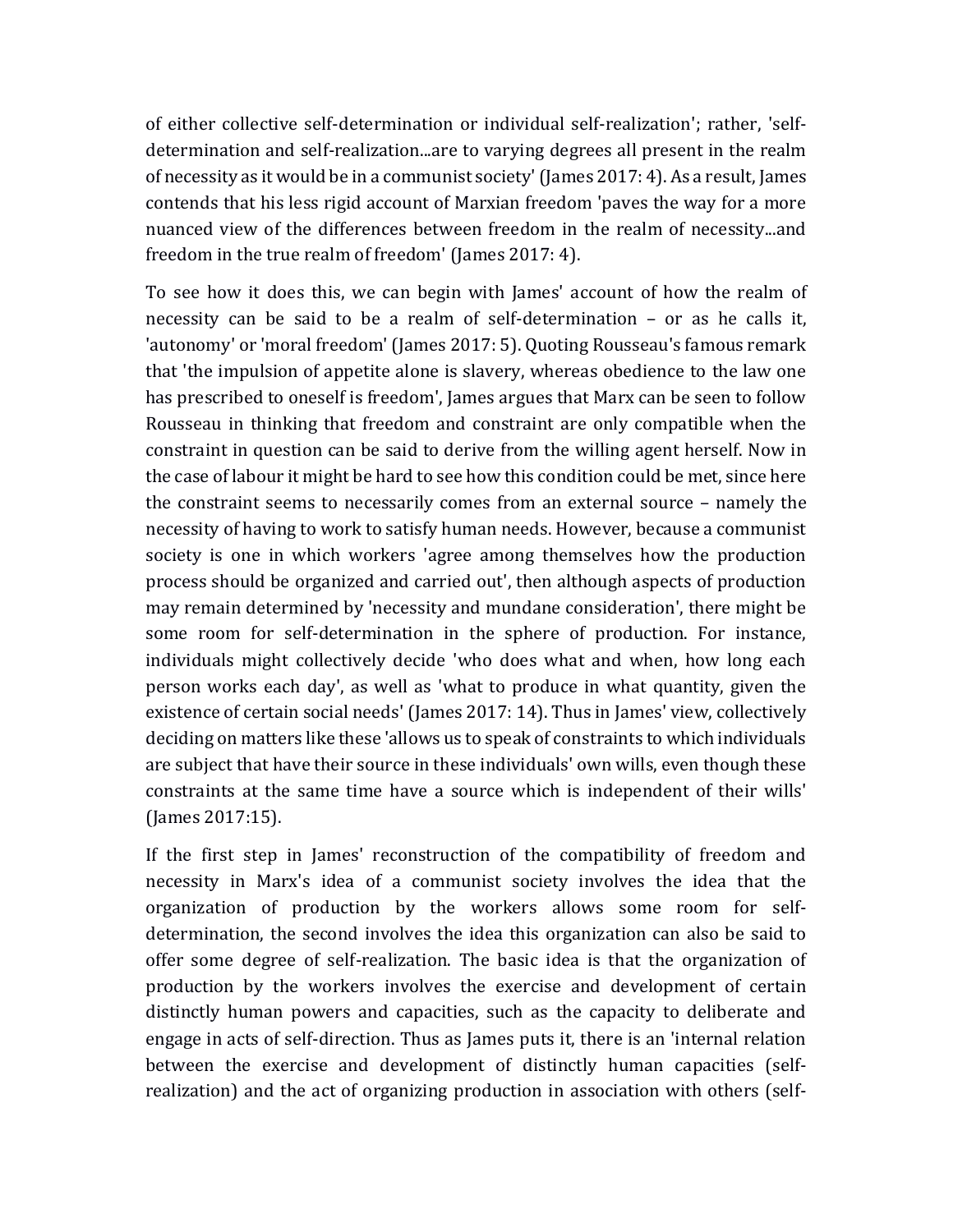of either collective self-determination or individual self-realization'; rather, 'self-determination and self-realization...are to varying degrees all present in the realm of necessity as it would be in a communist society' (James 2017: 4). As a result, James contends that his less rigid account of Marxian freedom 'paves the way for a more nuanced view of the differences between freedom in the realm of necessity...and freedom in the true realm of freedom' (James 2017: 4).

To see how it does this, we can begin with James' account of how the realm of necessity can be said to be a realm of self-determination – or as he calls it, 'autonomy' or 'moral freedom' (James 2017: 5). Quoting Rousseau's famous remark that 'the impulsion of appetite alone is slavery, whereas obedience to the law one has prescribed to oneself is freedom', James argues that Marx can be seen to follow Rousseau in thinking that freedom and constraint are only compatible when the constraint in question can be said to derive from the willing agent herself. Now in the case of labour it might be hard to see how this condition could be met, since here the constraint seems to necessarily comes from an external source – namely the necessity of having to work to satisfy human needs. However, because a communist society is one in which workers 'agree among themselves how the production process should be organized and carried out', then although aspects of production may remain determined by 'necessity and mundane consideration', there might be some room for self-determination in the sphere of production. For instance, individuals might collectively decide 'who does what and when, how long each person works each day', as well as 'what to produce in what quantity, given the existence of certain social needs' (James 2017: 14). Thus in James' view, collectively deciding on matters like these 'allows us to speak of constraints to which individuals are subject that have their source in these individuals' own wills, even though these constraints at the same time have a source which is independent of their wills' (James 2017:15).

If the first step in James' reconstruction of the compatibility of freedom and necessity in Marx's idea of a communist society involves the idea that the organization of production by the workers allows some room for self-determination, the second involves the idea this organization can also be said to offer some degree of self-realization. The basic idea is that the organization of production by the workers involves the exercise and development of certain distinctly human powers and capacities, such as the capacity to deliberate and engage in acts of self-direction. Thus as James puts it, there is an 'internal relation between the exercise and development of distinctly human capacities (self-realization) and the act of organizing production in association with others (self-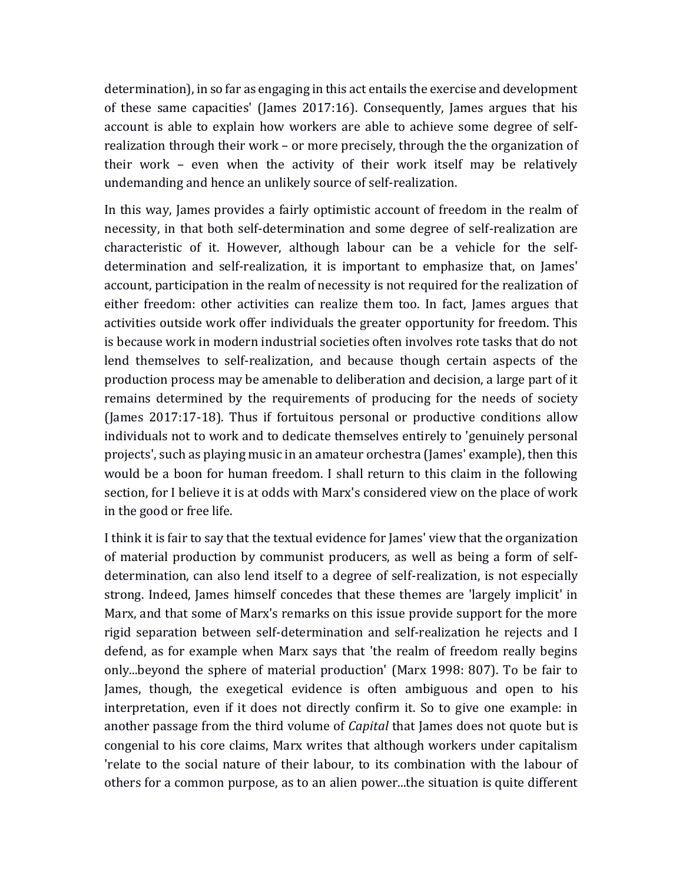determination), in so far as engaging in this act entails the exercise and development of these same capacities' (James 2017:16). Consequently, James argues that his account is able to explain how workers are able to achieve some degree of self-realization through their work – or more precisely, through the the organization of their work – even when the activity of their work itself may be relatively undemanding and hence an unlikely source of self-realization.

In this way, James provides a fairly optimistic account of freedom in the realm of necessity, in that both self-determination and some degree of self-realization are characteristic of it. However, although labour can be a vehicle for the self-determination and self-realization, it is important to emphasize that, on James' account, participation in the realm of necessity is not required for the realization of either freedom: other activities can realize them too. In fact, James argues that activities outside work offer individuals the greater opportunity for freedom. This is because work in modern industrial societies often involves rote tasks that do not lend themselves to self-realization, and because though certain aspects of the production process may be amenable to deliberation and decision, a large part of it remains determined by the requirements of producing for the needs of society (James 2017:17-18). Thus if fortuitous personal or productive conditions allow individuals not to work and to dedicate themselves entirely to 'genuinely personal projects', such as playing music in an amateur orchestra (James' example), then this would be a boon for human freedom. I shall return to this claim in the following section, for I believe it is at odds with Marx's considered view on the place of work in the good or free life.

I think it is fair to say that the textual evidence for James' view that the organization of material production by communist producers, as well as being a form of self-determination, can also lend itself to a degree of self-realization, is not especially strong. Indeed, James himself concedes that these themes are 'largely implicit' in Marx, and that some of Marx's remarks on this issue provide support for the more rigid separation between self-determination and self-realization he rejects and I defend, as for example when Marx says that 'the realm of freedom really begins only...beyond the sphere of material production' (Marx 1998: 807). To be fair to James, though, the exegetical evidence is often ambiguous and open to his interpretation, even if it does not directly confirm it. So to give one example: in another passage from the third volume of *Capital* that James does not quote but is congenial to his core claims, Marx writes that although workers under capitalism 'relate to the social nature of their labour, to its combination with the labour of others for a common purpose, as to an alien power...the situation is quite different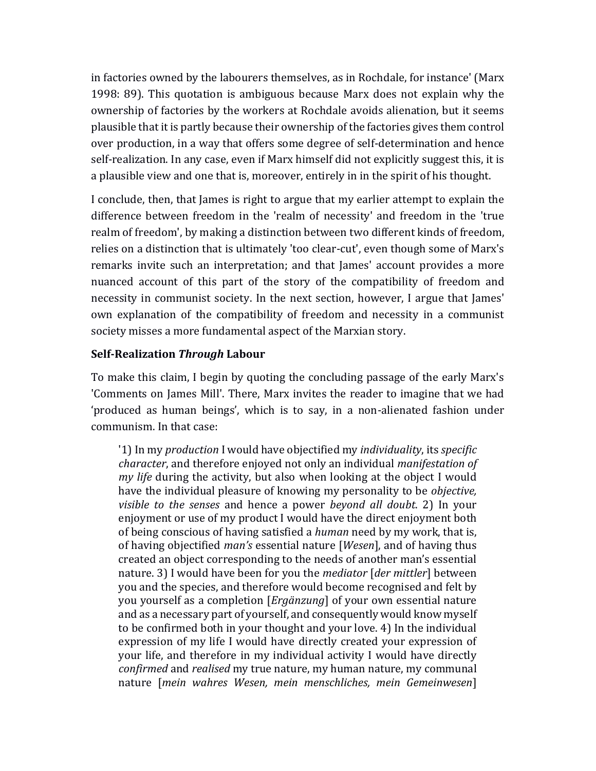in factories owned by the labourers themselves, as in Rochdale, for instance' (Marx 1998: 89). This quotation is ambiguous because Marx does not explain why the ownership of factories by the workers at Rochdale avoids alienation, but it seems plausible that it is partly because their ownership of the factories gives them control over production, in a way that offers some degree of self-determination and hence self-realization. In any case, even if Marx himself did not explicitly suggest this, it is a plausible view and one that is, moreover, entirely in in the spirit of his thought.

I conclude, then, that James is right to argue that my earlier attempt to explain the difference between freedom in the 'realm of necessity' and freedom in the 'true realm of freedom', by making a distinction between two different kinds of freedom, relies on a distinction that is ultimately 'too clear-cut', even though some of Marx's remarks invite such an interpretation; and that James' account provides a more nuanced account of this part of the story of the compatibility of freedom and necessity in communist society. In the next section, however, I argue that James' own explanation of the compatibility of freedom and necessity in a communist society misses a more fundamental aspect of the Marxian story.

### Self-Realization *Through* Labour

To make this claim, I begin by quoting the concluding passage of the early Marx's 'Comments on James Mill'. There, Marx invites the reader to imagine that we had 'produced as human beings', which is to say, in a non-alienated fashion under communism. In that case:

> '1) In my *production* I would have objectified my *individuality*, its *specific character*, and therefore enjoyed not only an individual *manifestation of my life* during the activity, but also when looking at the object I would have the individual pleasure of knowing my personality to be *objective, visible to the senses* and hence a power *beyond all doubt*. 2) In your enjoyment or use of my product I would have the direct enjoyment both of being conscious of having satisfied a *human* need by my work, that is, of having objectified *man's* essential nature [*Wesen*], and of having thus created an object corresponding to the needs of another man's essential nature. 3) I would have been for you the *mediator* [*der mittler*] between you and the species, and therefore would become recognised and felt by you yourself as a completion [*Ergänzung*] of your own essential nature and as a necessary part of yourself, and consequently would know myself to be confirmed both in your thought and your love. 4) In the individual expression of my life I would have directly created your expression of your life, and therefore in my individual activity I would have directly *confirmed* and *realised* my true nature, my human nature, my communal nature [*mein wahres Wesen, mein menschliches, mein Gemeinwesen*]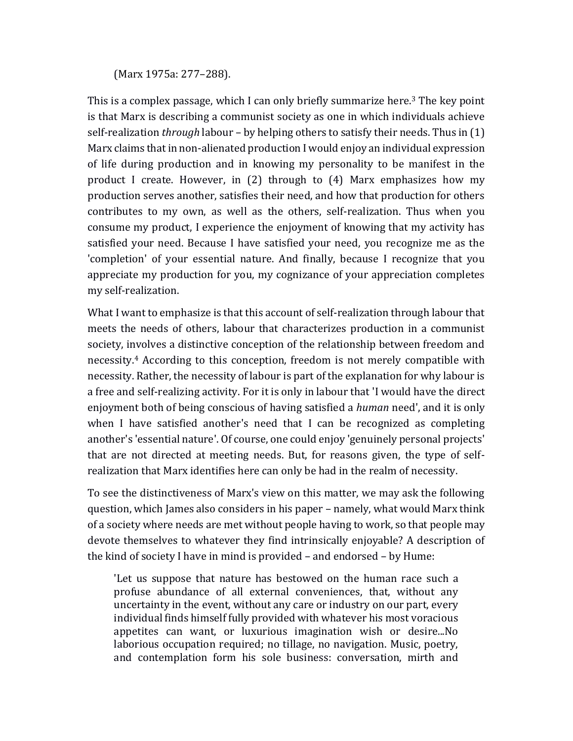(Marx 1975a: 277–288).

This is a complex passage, which I can only briefly summarize here.[3] The key point is that Marx is describing a communist society as one in which individuals achieve self-realization *through* labour – by helping others to satisfy their needs. Thus in (1) Marx claims that in non-alienated production I would enjoy an individual expression of life during production and in knowing my personality to be manifest in the product I create. However, in (2) through to (4) Marx emphasizes how my production serves another, satisfies their need, and how that production for others contributes to my own, as well as the others, self-realization. Thus when you consume my product, I experience the enjoyment of knowing that my activity has satisfied your need. Because I have satisfied your need, you recognize me as the 'completion' of your essential nature. And finally, because I recognize that you appreciate my production for you, my cognizance of your appreciation completes my self-realization.

What I want to emphasize is that this account of self-realization through labour that meets the needs of others, labour that characterizes production in a communist society, involves a distinctive conception of the relationship between freedom and necessity.[4] According to this conception, freedom is not merely compatible with necessity. Rather, the necessity of labour is part of the explanation for why labour is a free and self-realizing activity. For it is only in labour that 'I would have the direct enjoyment both of being conscious of having satisfied a *human* need', and it is only when I have satisfied another's need that I can be recognized as completing another's 'essential nature'. Of course, one could enjoy 'genuinely personal projects' that are not directed at meeting needs. But, for reasons given, the type of self-realization that Marx identifies here can only be had in the realm of necessity.

To see the distinctiveness of Marx's view on this matter, we may ask the following question, which James also considers in his paper – namely, what would Marx think of a society where needs are met without people having to work, so that people may devote themselves to whatever they find intrinsically enjoyable? A description of the kind of society I have in mind is provided – and endorsed – by Hume:

> 'Let us suppose that nature has bestowed on the human race such a profuse abundance of all external conveniences, that, without any uncertainty in the event, without any care or industry on our part, every individual finds himself fully provided with whatever his most voracious appetites can want, or luxurious imagination wish or desire...No laborious occupation required; no tillage, no navigation. Music, poetry, and contemplation form his sole business: conversation, mirth and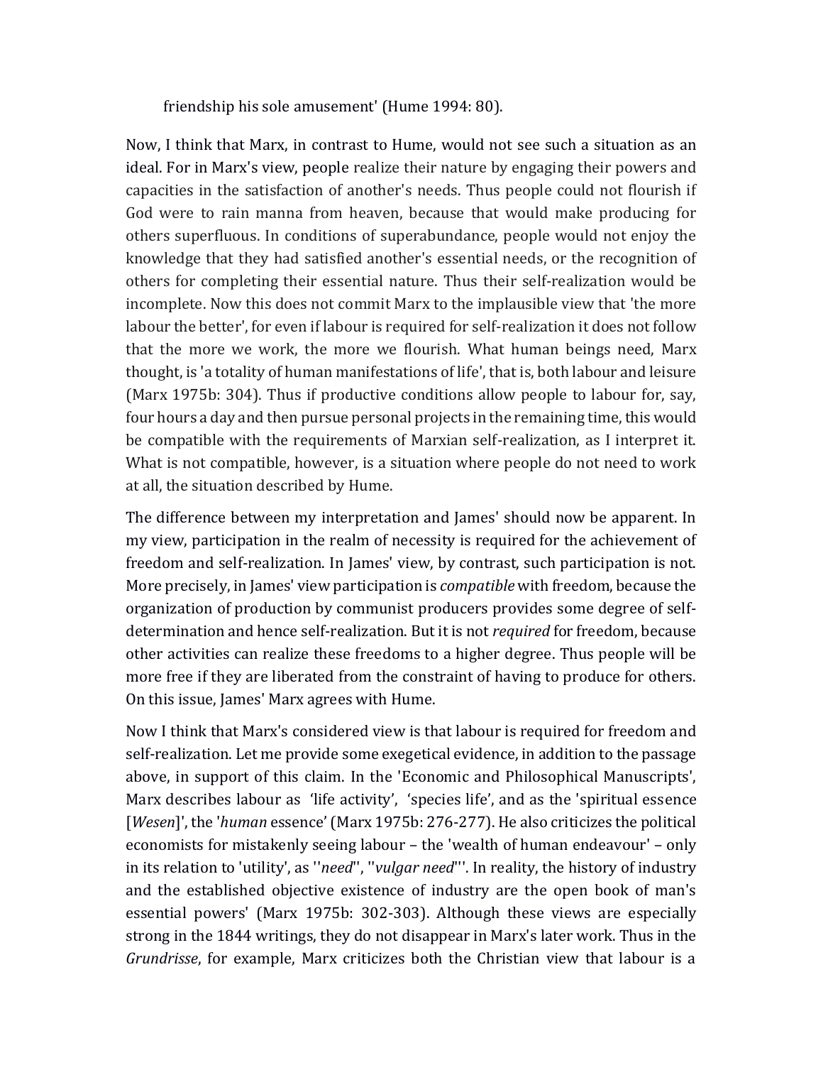friendship his sole amusement' (Hume 1994: 80).

Now, I think that Marx, in contrast to Hume, would not see such a situation as an ideal. For in Marx's view, people realize their nature by engaging their powers and capacities in the satisfaction of another's needs. Thus people could not flourish if God were to rain manna from heaven, because that would make producing for others superfluous. In conditions of superabundance, people would not enjoy the knowledge that they had satisfied another's essential needs, or the recognition of others for completing their essential nature. Thus their self-realization would be incomplete. Now this does not commit Marx to the implausible view that 'the more labour the better', for even if labour is required for self-realization it does not follow that the more we work, the more we flourish. What human beings need, Marx thought, is 'a totality of human manifestations of life', that is, both labour and leisure (Marx 1975b: 304). Thus if productive conditions allow people to labour for, say, four hours a day and then pursue personal projects in the remaining time, this would be compatible with the requirements of Marxian self-realization, as I interpret it. What is not compatible, however, is a situation where people do not need to work at all, the situation described by Hume.

The difference between my interpretation and James' should now be apparent. In my view, participation in the realm of necessity is required for the achievement of freedom and self-realization. In James' view, by contrast, such participation is not. More precisely, in James' view participation is *compatible* with freedom, because the organization of production by communist producers provides some degree of self-determination and hence self-realization. But it is not *required* for freedom, because other activities can realize these freedoms to a higher degree. Thus people will be more free if they are liberated from the constraint of having to produce for others. On this issue, James' Marx agrees with Hume.

Now I think that Marx's considered view is that labour is required for freedom and self-realization. Let me provide some exegetical evidence, in addition to the passage above, in support of this claim. In the 'Economic and Philosophical Manuscripts', Marx describes labour as 'life activity', 'species life', and as the 'spiritual essence [*Wesen*]', the '*human* essence' (Marx 1975b: 276-277). He also criticizes the political economists for mistakenly seeing labour – the 'wealth of human endeavour' – only in its relation to 'utility', as ''*need*'', ''*vulgar need*'''. In reality, the history of industry and the established objective existence of industry are the open book of man's essential powers' (Marx 1975b: 302-303). Although these views are especially strong in the 1844 writings, they do not disappear in Marx's later work. Thus in the *Grundrisse*, for example, Marx criticizes both the Christian view that labour is a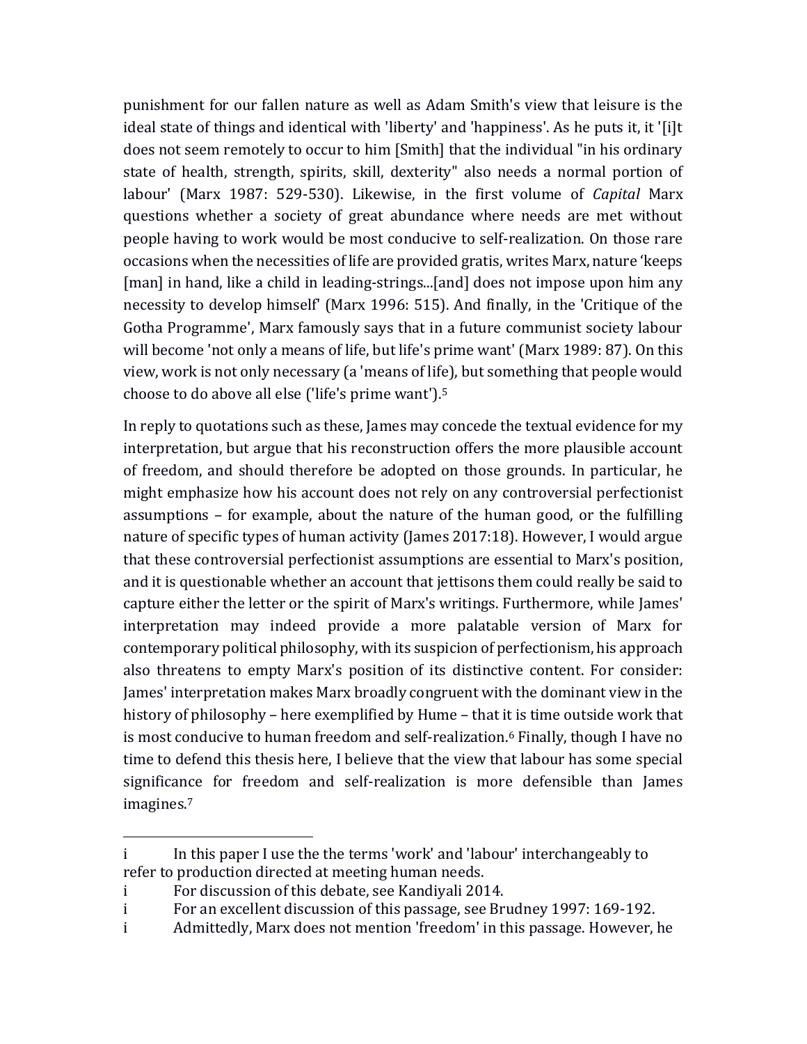punishment for our fallen nature as well as Adam Smith's view that leisure is the ideal state of things and identical with 'liberty' and 'happiness'. As he puts it, it '[i]t does not seem remotely to occur to him [Smith] that the individual "in his ordinary state of health, strength, spirits, skill, dexterity" also needs a normal portion of labour' (Marx 1987: 529-530). Likewise, in the first volume of *Capital* Marx questions whether a society of great abundance where needs are met without people having to work would be most conducive to self-realization. On those rare occasions when the necessities of life are provided gratis, writes Marx, nature 'keeps [man] in hand, like a child in leading-strings...[and] does not impose upon him any necessity to develop himself' (Marx 1996: 515). And finally, in the 'Critique of the Gotha Programme', Marx famously says that in a future communist society labour will become 'not only a means of life, but life's prime want' (Marx 1989: 87). On this view, work is not only necessary (a 'means of life), but something that people would choose to do above all else ('life's prime want').[5]

In reply to quotations such as these, James may concede the textual evidence for my interpretation, but argue that his reconstruction offers the more plausible account of freedom, and should therefore be adopted on those grounds. In particular, he might emphasize how his account does not rely on any controversial perfectionist assumptions – for example, about the nature of the human good, or the fulfilling nature of specific types of human activity (James 2017:18). However, I would argue that these controversial perfectionist assumptions are essential to Marx's position, and it is questionable whether an account that jettisons them could really be said to capture either the letter or the spirit of Marx's writings. Furthermore, while James' interpretation may indeed provide a more palatable version of Marx for contemporary political philosophy, with its suspicion of perfectionism, his approach also threatens to empty Marx's position of its distinctive content. For consider: James' interpretation makes Marx broadly congruent with the dominant view in the history of philosophy – here exemplified by Hume – that it is time outside work that is most conducive to human freedom and self-realization.[6] Finally, though I have no time to defend this thesis here, I believe that the view that labour has some special significance for freedom and self-realization is more defensible than James imagines.[7]

---

i In this paper I use the the terms 'work' and 'labour' interchangeably to refer to production directed at meeting human needs.

i For discussion of this debate, see Kandiyali 2014.

i For an excellent discussion of this passage, see Brudney 1997: 169-192.

i Admittedly, Marx does not mention 'freedom' in this passage. However, he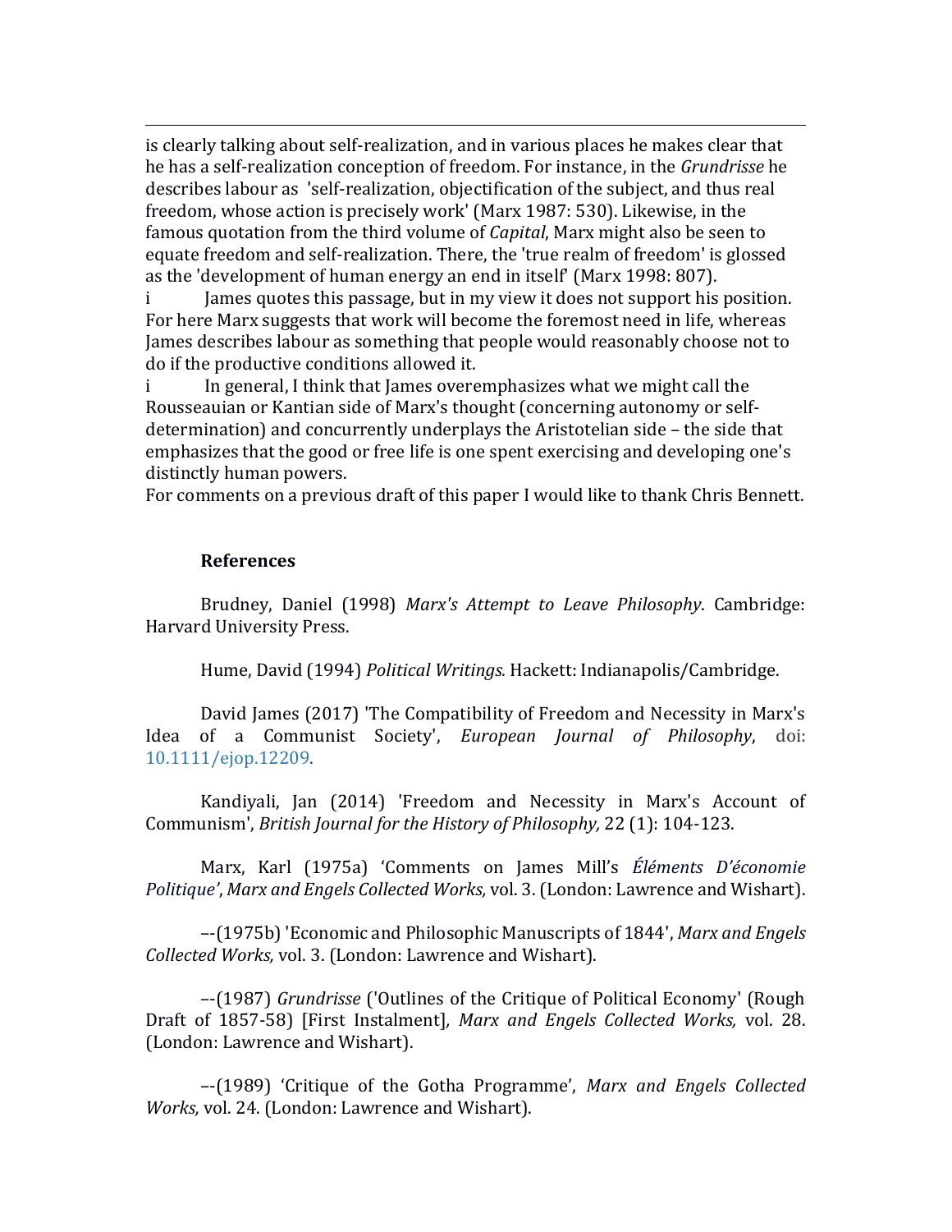is clearly talking about self-realization, and in various places he makes clear that he has a self-realization conception of freedom. For instance, in the *Grundrisse* he describes labour as 'self-realization, objectification of the subject, and thus real freedom, whose action is precisely work' (Marx 1987: 530). Likewise, in the famous quotation from the third volume of *Capital*, Marx might also be seen to equate freedom and self-realization. There, the 'true realm of freedom' is glossed as the 'development of human energy an end in itself' (Marx 1998: 807).

i James quotes this passage, but in my view it does not support his position. For here Marx suggests that work will become the foremost need in life, whereas James describes labour as something that people would reasonably choose not to do if the productive conditions allowed it.

i In general, I think that James overemphasizes what we might call the Rousseauian or Kantian side of Marx's thought (concerning autonomy or self-determination) and concurrently underplays the Aristotelian side – the side that emphasizes that the good or free life is one spent exercising and developing one's distinctly human powers.

For comments on a previous draft of this paper I would like to thank Chris Bennett.

## References

Brudney, Daniel (1998) *Marx's Attempt to Leave Philosophy*. Cambridge: Harvard University Press.

Hume, David (1994) *Political Writings.* Hackett: Indianapolis/Cambridge.

David James (2017) 'The Compatibility of Freedom and Necessity in Marx's Idea of a Communist Society', *European Journal of Philosophy*, doi: 10.1111/ejop.12209.

Kandiyali, Jan (2014) 'Freedom and Necessity in Marx's Account of Communism', *British Journal for the History of Philosophy,* 22 (1): 104-123.

Marx, Karl (1975a) 'Comments on James Mill's *Éléments D'économie Politique'*, *Marx and Engels Collected Works,* vol. 3. (London: Lawrence and Wishart).

--(1975b) 'Economic and Philosophic Manuscripts of 1844', *Marx and Engels Collected Works,* vol. 3. (London: Lawrence and Wishart).

--(1987) *Grundrisse* ('Outlines of the Critique of Political Economy' (Rough Draft of 1857-58) [First Instalment], *Marx and Engels Collected Works,* vol. 28. (London: Lawrence and Wishart).

--(1989) 'Critique of the Gotha Programme', *Marx and Engels Collected Works,* vol. 24. (London: Lawrence and Wishart).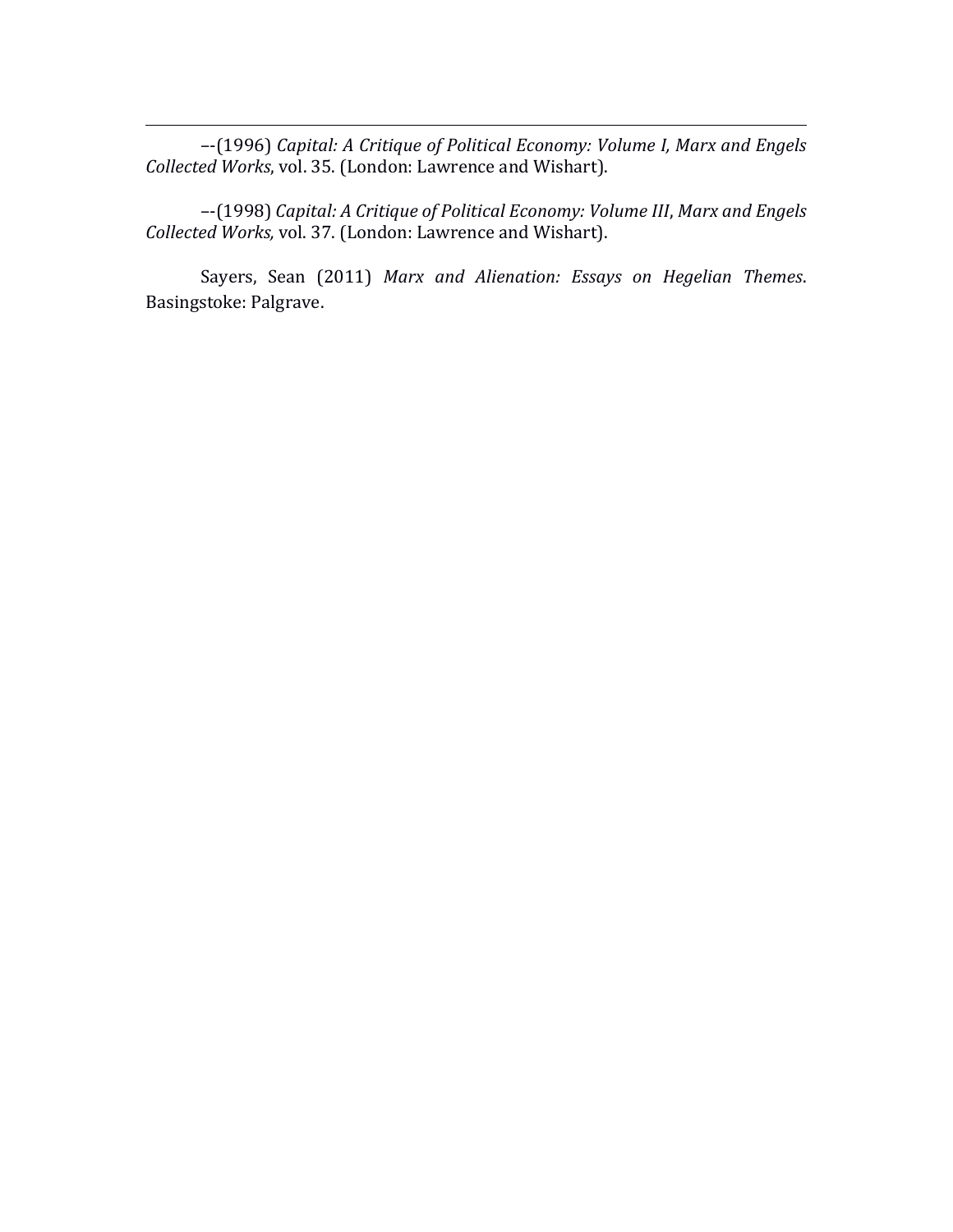––(1996) *Capital: A Critique of Political Economy: Volume I, Marx and Engels Collected Works*, vol. 35. (London: Lawrence and Wishart).

––(1998) *Capital: A Critique of Political Economy: Volume III*, *Marx and Engels Collected Works,* vol. 37. (London: Lawrence and Wishart).

Sayers, Sean (2011) *Marx and Alienation: Essays on Hegelian Themes*. Basingstoke: Palgrave.